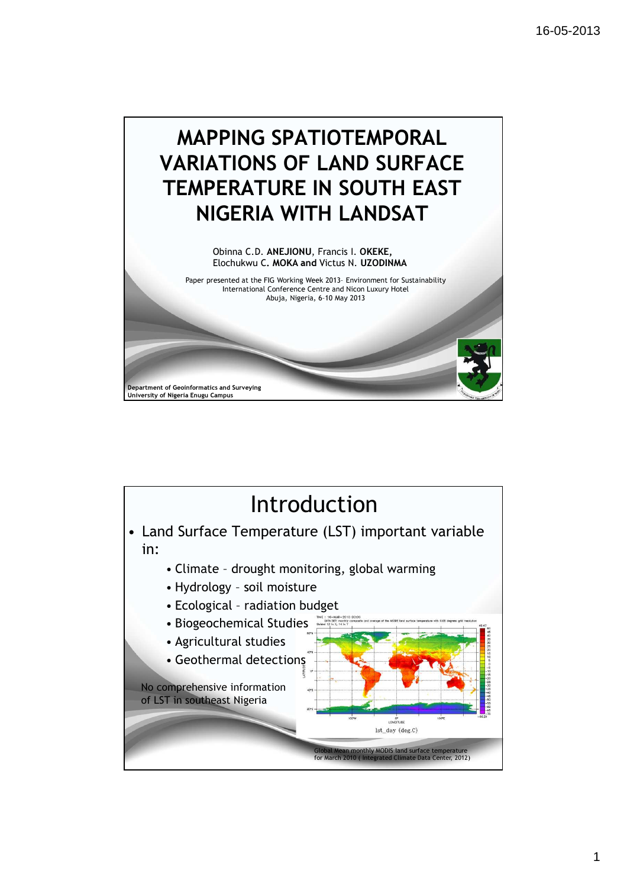# MAPPING SPATIOTEMPORAL VARIATIONS OF LAND SURFACE TEMPERATURE IN SOUTH EAST NIGERIA WITH LANDSAT

Obinna C.D. **ANEJIONU**, Francis I. **OKEKE,**
Elochukwu C**. MOKA and** Victus N. **UZODINMA**

Paper presented at the FIG Working Week 2013– Environment for Sustainability
International Conference Centre and Nicon Luxury Hotel
Abuja, Nigeria, 6–10 May 2013

**Department of Geoinformatics and Surveying**
**University of Nigeria Enugu Campus**

## Introduction

- Land Surface Temperature (LST) important variable in:
  - Climate – drought monitoring, global warming
  - Hydrology – soil moisture
  - Ecological – radiation budget
  - Biogeochemical Studies
  - Agricultural studies
  - Geothermal detections

No comprehensive information of LST in southeast Nigeria

Global Mean monthly MODIS land surface temperature for March 2010 ( Integrated Climate Data Center, 2012)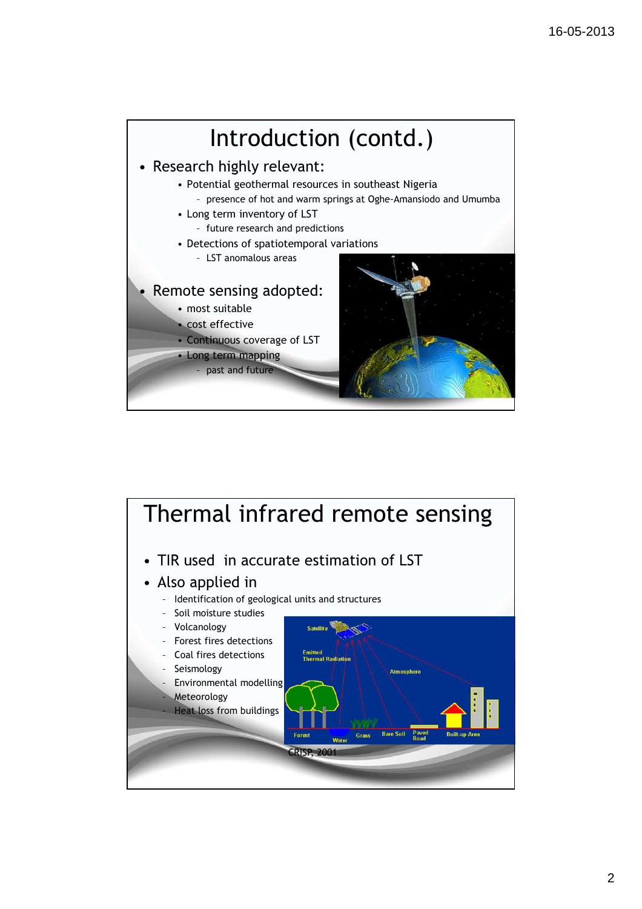# Introduction (contd.)

- Research highly relevant:
  - Potential geothermal resources in southeast Nigeria
    - presence of hot and warm springs at Oghe-Amansiodo and Umumba
  - Long term inventory of LST
    - future research and predictions
  - Detections of spatiotemporal variations
    - LST anomalous areas
- Remote sensing adopted:
  - most suitable
  - cost effective
  - Continuous coverage of LST
  - Long term mapping
    - past and future

# Thermal infrared remote sensing

- TIR used in accurate estimation of LST
- Also applied in
  - Identification of geological units and structures
  - Soil moisture studies
  - Volcanology
  - Forest fires detections
  - Coal fires detections
  - Seismology
  - Environmental modelling
  - Meteorology
  - Heat loss from buildings

CRISP, 2001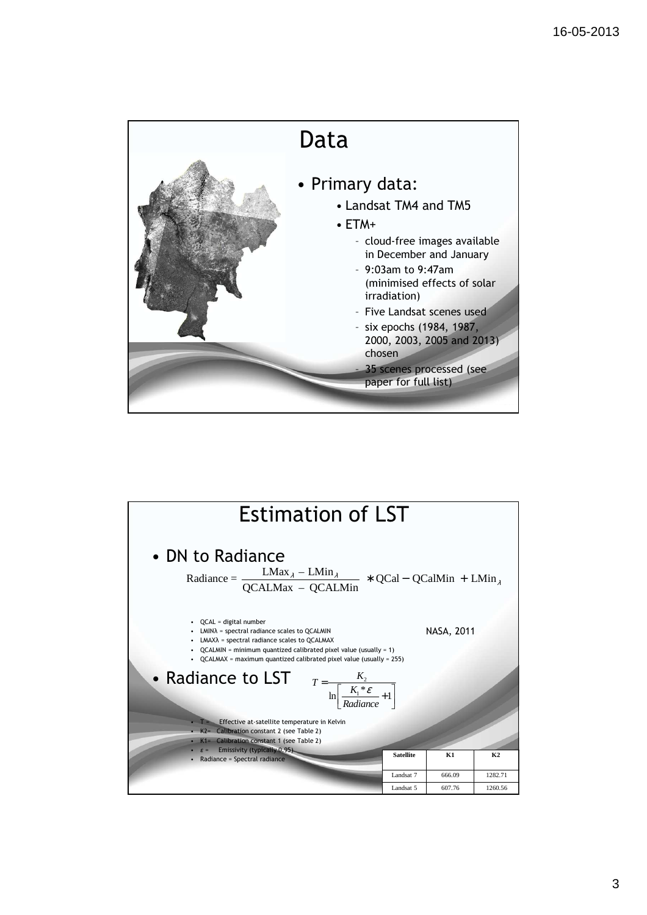# Data

- Primary data:
  - Landsat TM4 and TM5
  - ETM+
    - cloud-free images available in December and January
    - 9:03am to 9:47am (minimised effects of solar irradiation)
    - Five Landsat scenes used
    - six epochs (1984, 1987, 2000, 2003, 2005 and 2013) chosen
    - 35 scenes processed (see paper for full list)

# Estimation of LST

- DN to Radiance

$$\text{Radiance} = \frac{\text{LMax}_{\lambda} - \text{LMin}_{\lambda}}{\text{QCALMax} - \text{QCALMin}} * \text{QCal} - \text{QCalMin} + \text{LMin}_{\lambda}$$

NASA, 2011

- QCAL = digital number
- LMINλ = spectral radiance scales to QCALMIN
- LMAXλ = spectral radiance scales to QCALMAX
- QCALMIN = minimum quantized calibrated pixel value (usually = 1)
- QCALMAX = maximum quantized calibrated pixel value (usually = 255)

- Radiance to LST

$$T = \frac{K_2}{\ln\left[\frac{K_1 * \varepsilon}{Radiance} + 1\right]}$$

- T = Effective at-satellite temperature in Kelvin
- K2= Calibration constant 2 (see Table 2)
- K1= Calibration constant 1 (see Table 2)
- ε = Emissivity (typically 0.95)
- Radiance = Spectral radiance

| Satellite | K1 | K2 |
|---|---|---|
| Landsat 7 | 666.09 | 1282.71 |
| Landsat 5 | 607.76 | 1260.56 |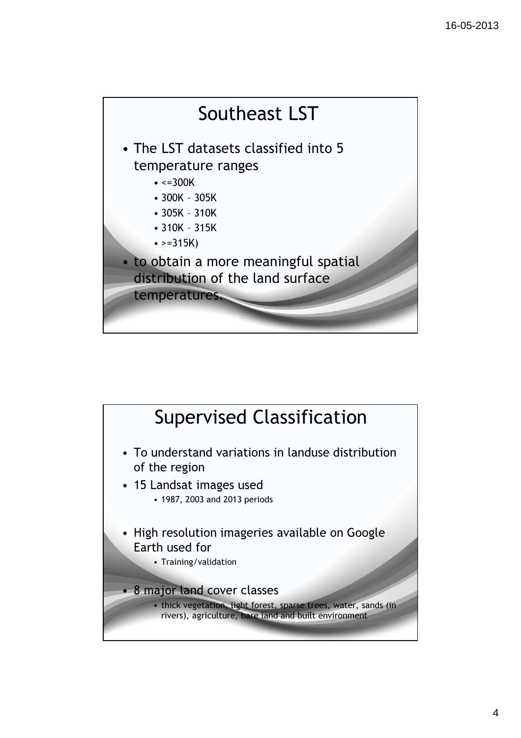## Southeast LST

- The LST datasets classified into 5 temperature ranges
  - <=300K
  - 300K – 305K
  - 305K – 310K
  - 310K – 315K
  - >=315K)
- to obtain a more meaningful spatial distribution of the land surface temperatures.

## Supervised Classification

- To understand variations in landuse distribution of the region
- 15 Landsat images used
  - 1987, 2003 and 2013 periods
- High resolution imageries available on Google Earth used for
  - Training/validation
- 8 major land cover classes
  - thick vegetation, light forest, sparse trees, water, sands (in rivers), agriculture, bare land and built environment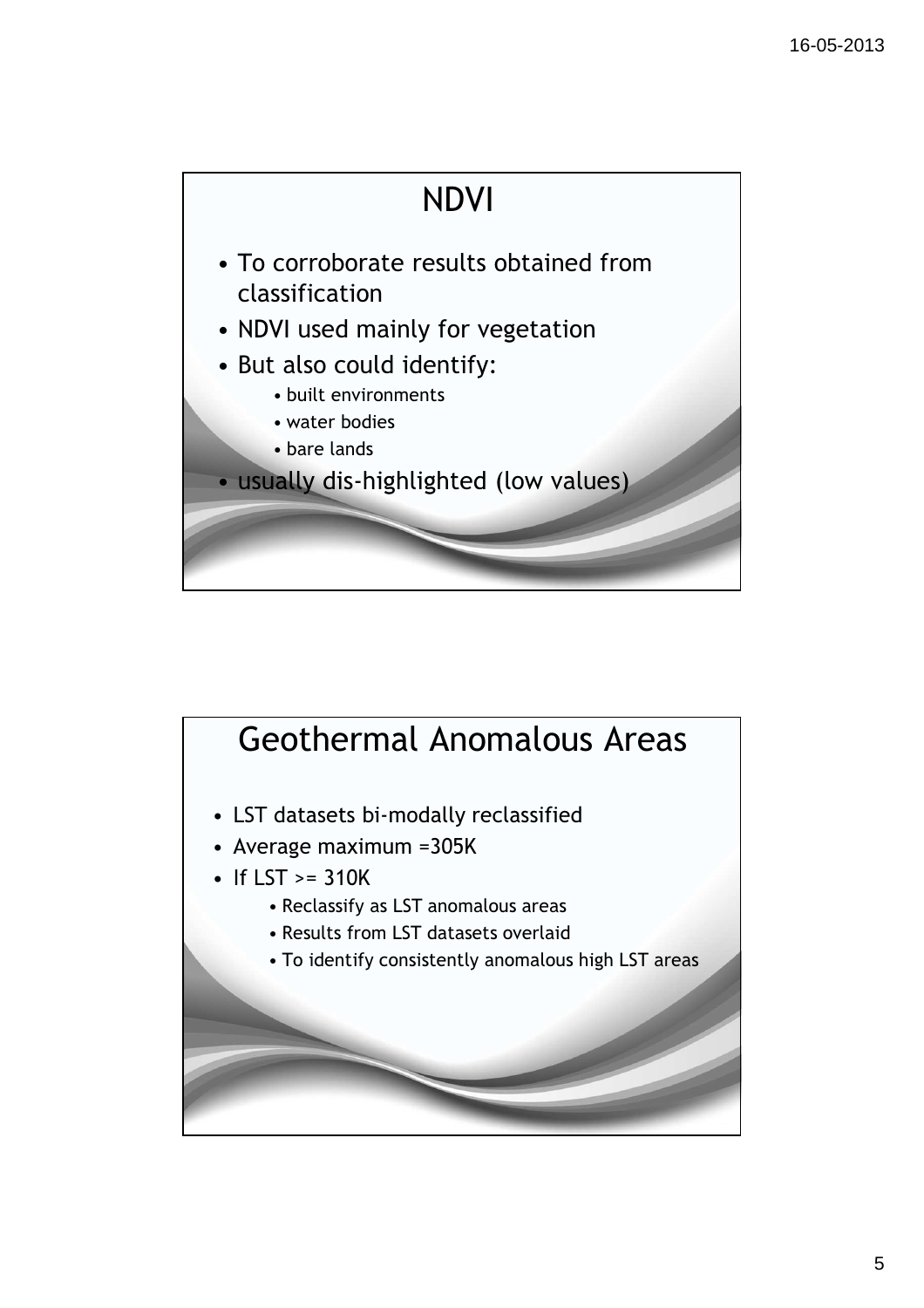## NDVI

- To corroborate results obtained from classification
- NDVI used mainly for vegetation
- But also could identify:
  - built environments
  - water bodies
  - bare lands
- usually dis-highlighted (low values)

## Geothermal Anomalous Areas

- LST datasets bi-modally reclassified
- Average maximum =305K
- If LST >= 310K
  - Reclassify as LST anomalous areas
  - Results from LST datasets overlaid
  - To identify consistently anomalous high LST areas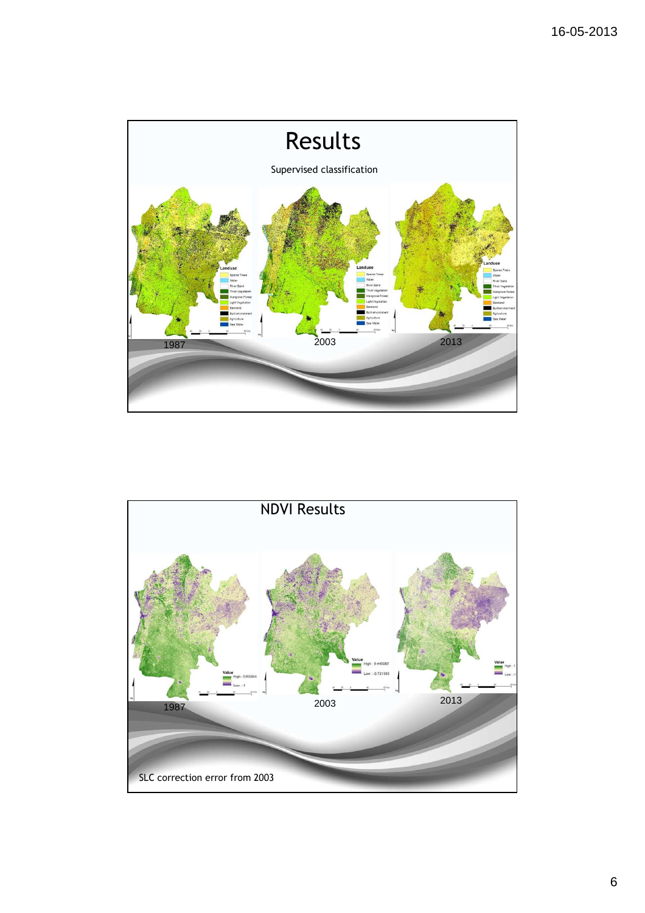# Results

Supervised classification

1987

2003

2013

# NDVI Results

1987

2003

2013

SLC correction error from 2003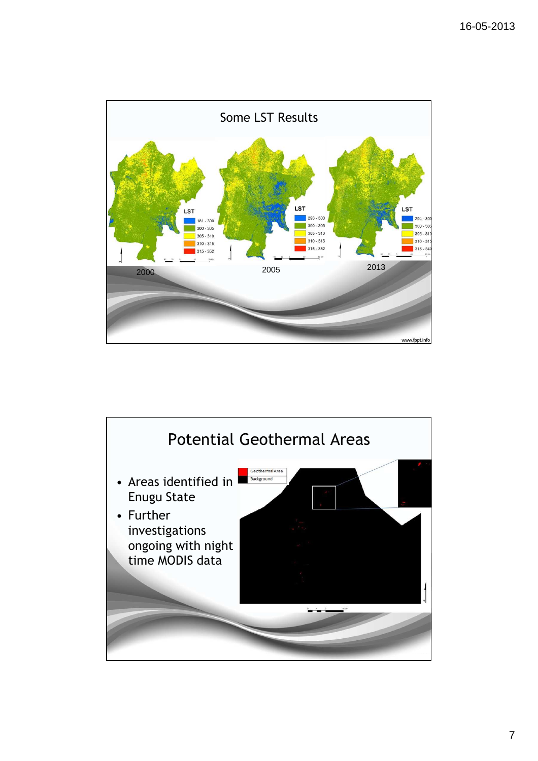## Some LST Results

2000

2005

2013

## Potential Geothermal Areas

- Areas identified in Enugu State
- Further investigations ongoing with night time MODIS data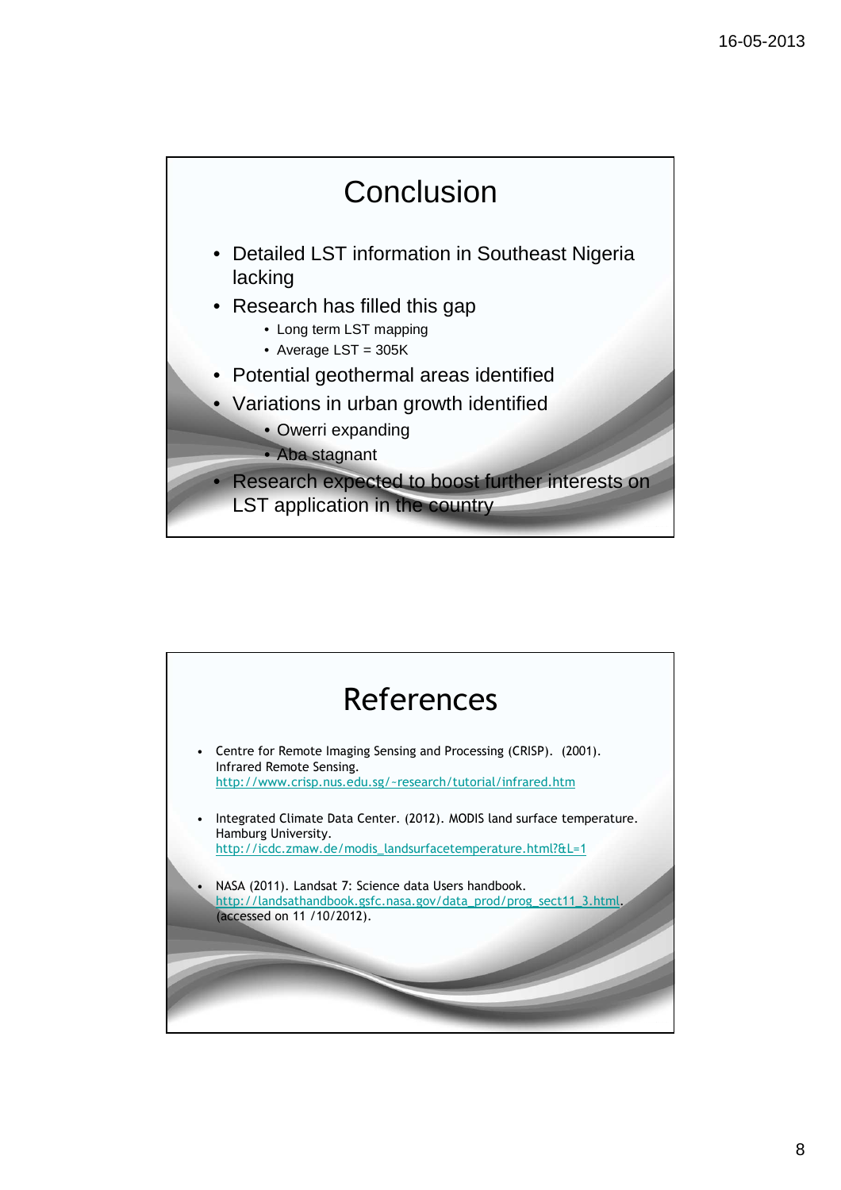# Conclusion

- Detailed LST information in Southeast Nigeria lacking
- Research has filled this gap
  - Long term LST mapping
  - Average LST = 305K
- Potential geothermal areas identified
- Variations in urban growth identified
  - Owerri expanding
  - Aba stagnant
- Research expected to boost further interests on LST application in the country

# References

- Centre for Remote Imaging Sensing and Processing (CRISP). (2001). Infrared Remote Sensing. http://www.crisp.nus.edu.sg/~research/tutorial/infrared.htm
- Integrated Climate Data Center. (2012). MODIS land surface temperature. Hamburg University. http://icdc.zmaw.de/modis_landsurfacetemperature.html?&L=1
- NASA (2011). Landsat 7: Science data Users handbook. http://landsathandbook.gsfc.nasa.gov/data_prod/prog_sect11_3.html. (accessed on 11 /10/2012).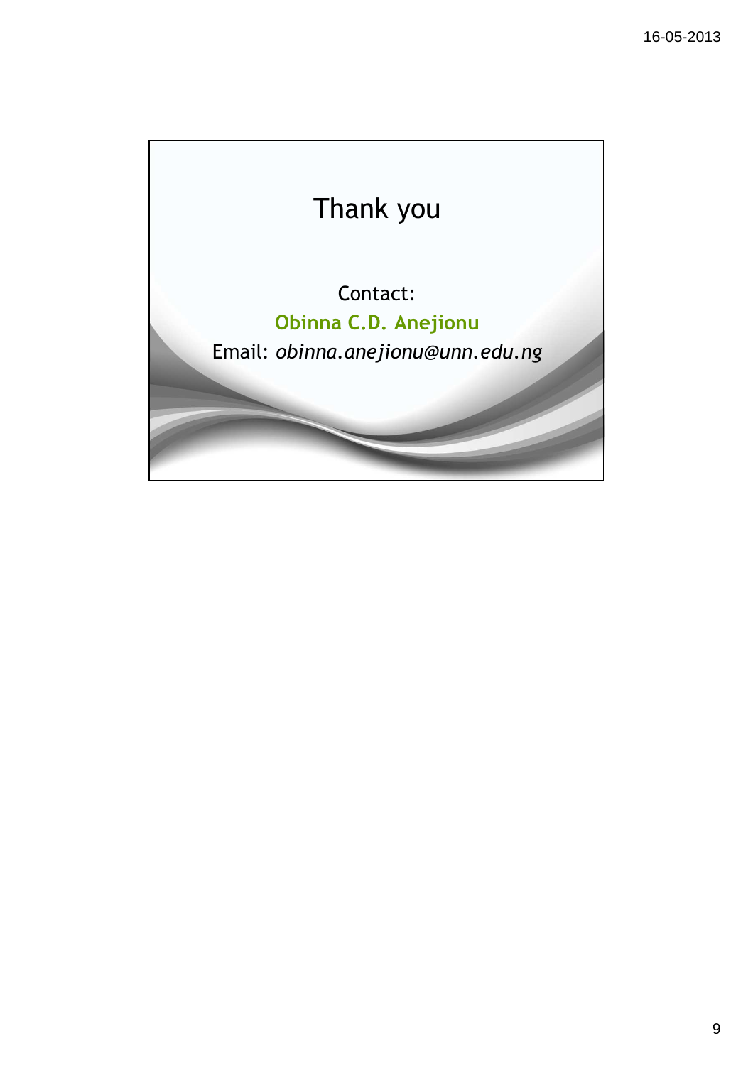# Thank you

Contact:

**Obinna C.D. Anejionu**

Email: *obinna.anejionu@unn.edu.ng*